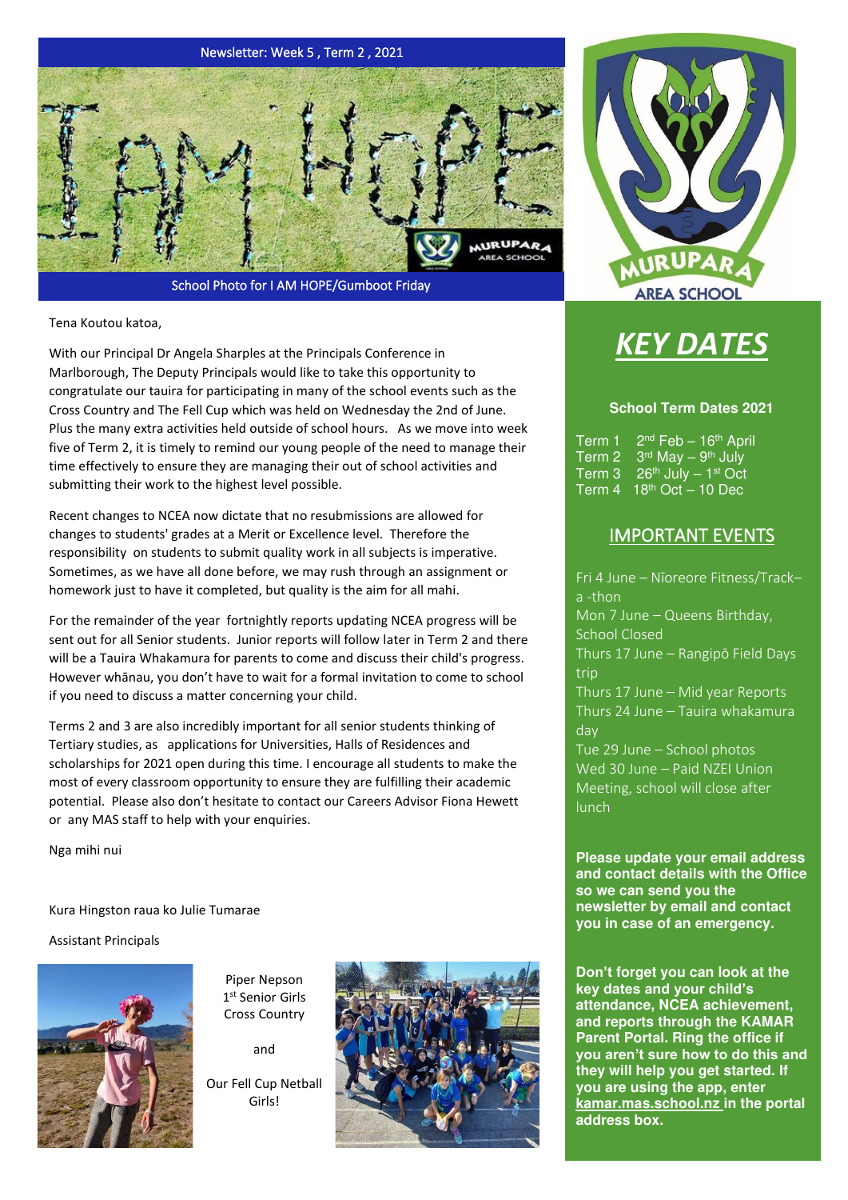Newsletter: Week 5 , Term 2 , 2021

School Photo for I AM HOPE/Gumboot Friday

Tena Koutou katoa,

With our Principal Dr Angela Sharples at the Principals Conference in Marlborough, The Deputy Principals would like to take this opportunity to congratulate our tauira for participating in many of the school events such as the Cross Country and The Fell Cup which was held on Wednesday the 2nd of June. Plus the many extra activities held outside of school hours. As we move into week five of Term 2, it is timely to remind our young people of the need to manage their time effectively to ensure they are managing their out of school activities and submitting their work to the highest level possible.

Recent changes to NCEA now dictate that no resubmissions are allowed for changes to students' grades at a Merit or Excellence level. Therefore the responsibility on students to submit quality work in all subjects is imperative. Sometimes, as we have all done before, we may rush through an assignment or homework just to have it completed, but quality is the aim for all mahi.

For the remainder of the year fortnightly reports updating NCEA progress will be sent out for all Senior students. Junior reports will follow later in Term 2 and there will be a Tauira Whakamura for parents to come and discuss their child's progress. However whānau, you don't have to wait for a formal invitation to come to school if you need to discuss a matter concerning your child.

Terms 2 and 3 are also incredibly important for all senior students thinking of Tertiary studies, as applications for Universities, Halls of Residences and scholarships for 2021 open during this time. I encourage all students to make the most of every classroom opportunity to ensure they are fulfilling their academic potential. Please also don't hesitate to contact our Careers Advisor Fiona Hewett or any MAS staff to help with your enquiries.

Nga mihi nui

Kura Hingston raua ko Julie Tumarae

Assistant Principals

Piper Nepson
1st Senior Girls
Cross Country

and

Our Fell Cup Netball
Girls!

# *KEY DATES*

**School Term Dates 2021**

Term 1 2nd Feb – 16th April
Term 2 3rd May – 9th July
Term 3 26th July – 1st Oct
Term 4 18th Oct – 10 Dec

## IMPORTANT EVENTS

Fri 4 June – Nīoreore Fitness/Track–a -thon
Mon 7 June – Queens Birthday, School Closed
Thurs 17 June – Rangipō Field Days trip
Thurs 17 June – Mid year Reports
Thurs 24 June – Tauira whakamura day
Tue 29 June – School photos
Wed 30 June – Paid NZEI Union Meeting, school will close after lunch

**Please update your email address and contact details with the Office so we can send you the newsletter by email and contact you in case of an emergency.**

**Don't forget you can look at the key dates and your child's attendance, NCEA achievement, and reports through the KAMAR Parent Portal. Ring the office if you aren't sure how to do this and they will help you get started. If you are using the app, enter kamar.mas.school.nz in the portal address box.**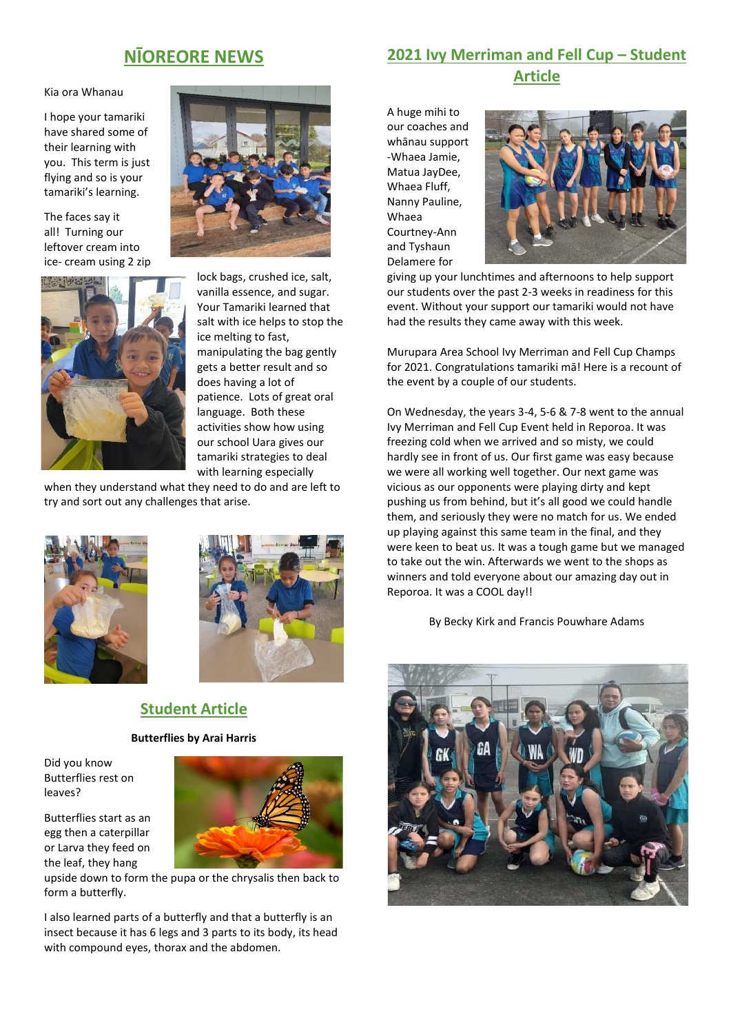## NĪOREORE NEWS

Kia ora Whanau

I hope your tamariki have shared some of their learning with you. This term is just flying and so is your tamariki's learning.

The faces say it all! Turning our leftover cream into ice- cream using 2 zip lock bags, crushed ice, salt, vanilla essence, and sugar. Your Tamariki learned that salt with ice helps to stop the ice melting to fast, manipulating the bag gently gets a better result and so does having a lot of patience. Lots of great oral language. Both these activities show how using our school Uara gives our tamariki strategies to deal with learning especially when they understand what they need to do and are left to try and sort out any challenges that arise.

## Student Article

**Butterflies by Arai Harris**

Did you know Butterflies rest on leaves?

Butterflies start as an egg then a caterpillar or Larva they feed on the leaf, they hang upside down to form the pupa or the chrysalis then back to form a butterfly.

I also learned parts of a butterfly and that a butterfly is an insect because it has 6 legs and 3 parts to its body, its head with compound eyes, thorax and the abdomen.

## 2021 Ivy Merriman and Fell Cup – Student Article

A huge mihi to our coaches and whānau support -Whaea Jamie, Matua JayDee, Whaea Fluff, Nanny Pauline, Whaea Courtney-Ann and Tyshaun Delamere for giving up your lunchtimes and afternoons to help support our students over the past 2-3 weeks in readiness for this event. Without your support our tamariki would not have had the results they came away with this week.

Murupara Area School Ivy Merriman and Fell Cup Champs for 2021. Congratulations tamariki mā! Here is a recount of the event by a couple of our students.

On Wednesday, the years 3-4, 5-6 & 7-8 went to the annual Ivy Merriman and Fell Cup Event held in Reporoa. It was freezing cold when we arrived and so misty, we could hardly see in front of us. Our first game was easy because we were all working well together. Our next game was vicious as our opponents were playing dirty and kept pushing us from behind, but it's all good we could handle them, and seriously they were no match for us. We ended up playing against this same team in the final, and they were keen to beat us. It was a tough game but we managed to take out the win. Afterwards we went to the shops as winners and told everyone about our amazing day out in Reporoa. It was a COOL day!!

By Becky Kirk and Francis Pouwhare Adams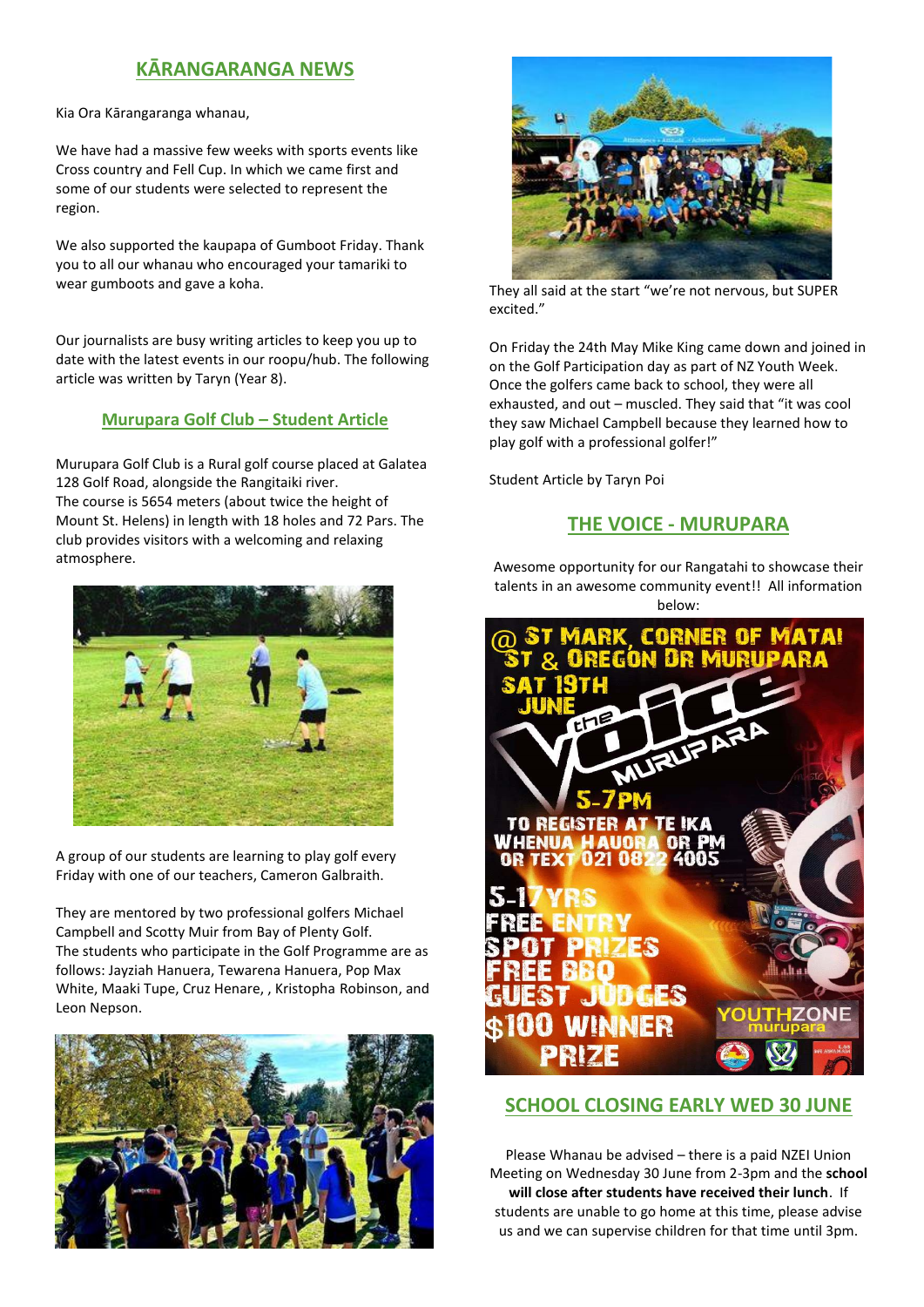## KĀRANGARANGA NEWS

Kia Ora Kārangaranga whanau,

We have had a massive few weeks with sports events like Cross country and Fell Cup. In which we came first and some of our students were selected to represent the region.

We also supported the kaupapa of Gumboot Friday. Thank you to all our whanau who encouraged your tamariki to wear gumboots and gave a koha.

Our journalists are busy writing articles to keep you up to date with the latest events in our roopu/hub. The following article was written by Taryn (Year 8).

### Murupara Golf Club – Student Article

Murupara Golf Club is a Rural golf course placed at Galatea 128 Golf Road, alongside the Rangitaiki river.
The course is 5654 meters (about twice the height of Mount St. Helens) in length with 18 holes and 72 Pars. The club provides visitors with a welcoming and relaxing atmosphere.

A group of our students are learning to play golf every Friday with one of our teachers, Cameron Galbraith.

They are mentored by two professional golfers Michael Campbell and Scotty Muir from Bay of Plenty Golf.
The students who participate in the Golf Programme are as follows: Jayziah Hanuera, Tewarena Hanuera, Pop Max White, Maaki Tupe, Cruz Henare, , Kristopha Robinson, and Leon Nepson.

They all said at the start "we're not nervous, but SUPER excited."

On Friday the 24th May Mike King came down and joined in on the Golf Participation day as part of NZ Youth Week. Once the golfers came back to school, they were all exhausted, and out – muscled. They said that "it was cool they saw Michael Campbell because they learned how to play golf with a professional golfer!"

Student Article by Taryn Poi

## THE VOICE - MURUPARA

Awesome opportunity for our Rangatahi to showcase their talents in an awesome community event!! All information below:

@ ST MARK, CORNER OF MATAI ST & OREGON DR MURUPARA
SAT 19TH JUNE
the Voice MURUPARA
5-7PM
TO REGISTER AT TE IKA WHENUA HAUORA OR PM OR TEXT 021 0822 4005
5-17YRS
FREE ENTRY
SPOT PRIZES
FREE BBQ
GUEST JUDGES
$100 WINNER PRIZE
YOUTHZONE murupara

## SCHOOL CLOSING EARLY WED 30 JUNE

Please Whanau be advised – there is a paid NZEI Union Meeting on Wednesday 30 June from 2-3pm and the **school will close after students have received their lunch**. If students are unable to go home at this time, please advise us and we can supervise children for that time until 3pm.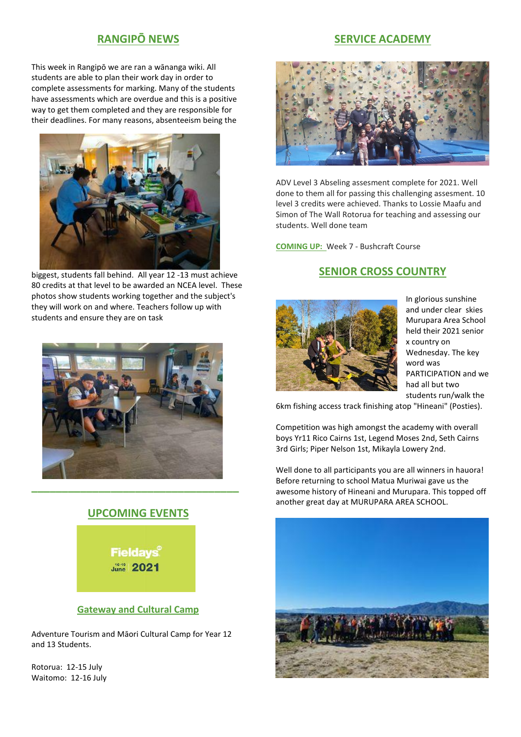## RANGIPŌ NEWS

This week in Rangipō we are ran a wānanga wiki. All students are able to plan their work day in order to complete assessments for marking. Many of the students have assessments which are overdue and this is a positive way to get them completed and they are responsible for their deadlines. For many reasons, absenteeism being the biggest, students fall behind. All year 12 -13 must achieve 80 credits at that level to be awarded an NCEA level. These photos show students working together and the subject's they will work on and where. Teachers follow up with students and ensure they are on task

---

## UPCOMING EVENTS

Fieldays
16-19 June 2021

### Gateway and Cultural Camp

Adventure Tourism and Māori Cultural Camp for Year 12 and 13 Students.

Rotorua: 12-15 July
Waitomo: 12-16 July

## SERVICE ACADEMY

ADV Level 3 Abseling assesment complete for 2021. Well done to them all for passing this challenging assesment. 10 level 3 credits were achieved. Thanks to Lossie Maafu and Simon of The Wall Rotorua for teaching and assessing our students. Well done team

**COMING UP:** Week 7 - Bushcraft Course

## SENIOR CROSS COUNTRY

In glorious sunshine and under clear skies Murupara Area School held their 2021 senior x country on Wednesday. The key word was PARTICIPATION and we had all but two students run/walk the 6km fishing access track finishing atop "Hineani" (Posties).

Competition was high amongst the academy with overall boys Yr11 Rico Cairns 1st, Legend Moses 2nd, Seth Cairns 3rd Girls; Piper Nelson 1st, Mikayla Lowery 2nd.

Well done to all participants you are all winners in hauora! Before returning to school Matua Muriwai gave us the awesome history of Hineani and Murupara. This topped off another great day at MURUPARA AREA SCHOOL.